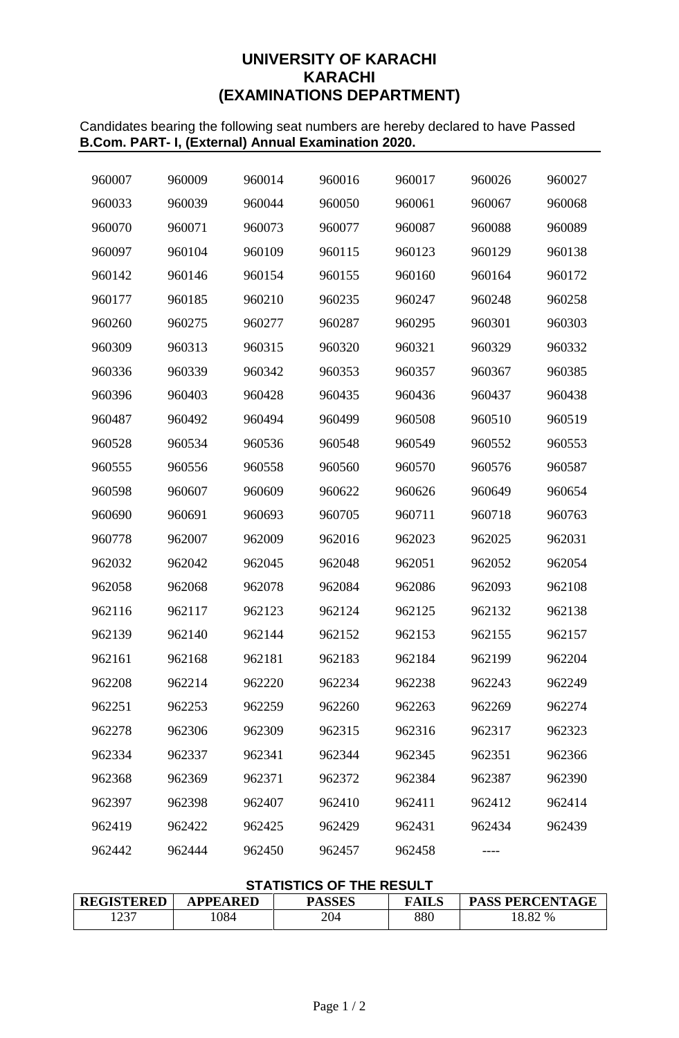# UNIVERSITY OF KARACHI
## KARACHI
## (EXAMINATIONS DEPARTMENT)

Candidates bearing the following seat numbers are hereby declared to have Passed **B.Com. PART- I, (External) Annual Examination 2020.**

| | | | | | | |
|---|---|---|---|---|---|---|
| 960007 | 960009 | 960014 | 960016 | 960017 | 960026 | 960027 |
| 960033 | 960039 | 960044 | 960050 | 960061 | 960067 | 960068 |
| 960070 | 960071 | 960073 | 960077 | 960087 | 960088 | 960089 |
| 960097 | 960104 | 960109 | 960115 | 960123 | 960129 | 960138 |
| 960142 | 960146 | 960154 | 960155 | 960160 | 960164 | 960172 |
| 960177 | 960185 | 960210 | 960235 | 960247 | 960248 | 960258 |
| 960260 | 960275 | 960277 | 960287 | 960295 | 960301 | 960303 |
| 960309 | 960313 | 960315 | 960320 | 960321 | 960329 | 960332 |
| 960336 | 960339 | 960342 | 960353 | 960357 | 960367 | 960385 |
| 960396 | 960403 | 960428 | 960435 | 960436 | 960437 | 960438 |
| 960487 | 960492 | 960494 | 960499 | 960508 | 960510 | 960519 |
| 960528 | 960534 | 960536 | 960548 | 960549 | 960552 | 960553 |
| 960555 | 960556 | 960558 | 960560 | 960570 | 960576 | 960587 |
| 960598 | 960607 | 960609 | 960622 | 960626 | 960649 | 960654 |
| 960690 | 960691 | 960693 | 960705 | 960711 | 960718 | 960763 |
| 960778 | 962007 | 962009 | 962016 | 962023 | 962025 | 962031 |
| 962032 | 962042 | 962045 | 962048 | 962051 | 962052 | 962054 |
| 962058 | 962068 | 962078 | 962084 | 962086 | 962093 | 962108 |
| 962116 | 962117 | 962123 | 962124 | 962125 | 962132 | 962138 |
| 962139 | 962140 | 962144 | 962152 | 962153 | 962155 | 962157 |
| 962161 | 962168 | 962181 | 962183 | 962184 | 962199 | 962204 |
| 962208 | 962214 | 962220 | 962234 | 962238 | 962243 | 962249 |
| 962251 | 962253 | 962259 | 962260 | 962263 | 962269 | 962274 |
| 962278 | 962306 | 962309 | 962315 | 962316 | 962317 | 962323 |
| 962334 | 962337 | 962341 | 962344 | 962345 | 962351 | 962366 |
| 962368 | 962369 | 962371 | 962372 | 962384 | 962387 | 962390 |
| 962397 | 962398 | 962407 | 962410 | 962411 | 962412 | 962414 |
| 962419 | 962422 | 962425 | 962429 | 962431 | 962434 | 962439 |
| 962442 | 962444 | 962450 | 962457 | 962458 | ---- | |

**STATISTICS OF THE RESULT**

| REGISTERED | APPEARED | PASSES | FAILS | PASS PERCENTAGE |
|---|---|---|---|---|
| 1237 | 1084 | 204 | 880 | 18.82 % |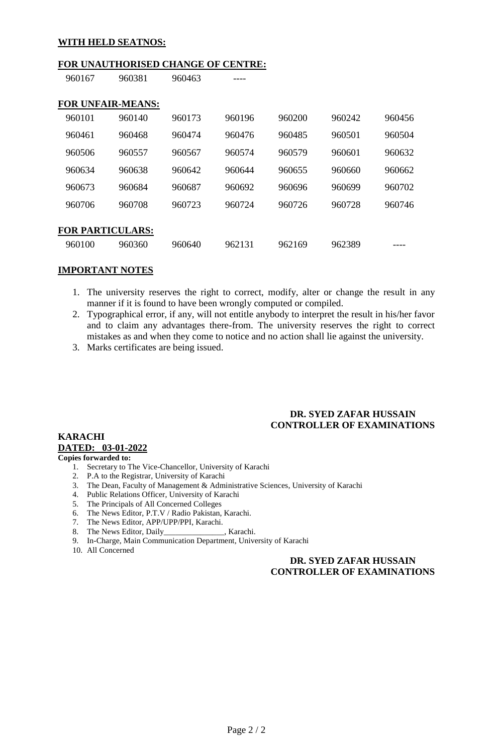**WITH HELD SEATNOS:**

**FOR UNAUTHORISED CHANGE OF CENTRE:**

| | | | |
|---|---|---|---|
| 960167 | 960381 | 960463 | ---- |

**FOR UNFAIR-MEANS:**

| | | | | | | |
|---|---|---|---|---|---|---|
| 960101 | 960140 | 960173 | 960196 | 960200 | 960242 | 960456 |
| 960461 | 960468 | 960474 | 960476 | 960485 | 960501 | 960504 |
| 960506 | 960557 | 960567 | 960574 | 960579 | 960601 | 960632 |
| 960634 | 960638 | 960642 | 960644 | 960655 | 960660 | 960662 |
| 960673 | 960684 | 960687 | 960692 | 960696 | 960699 | 960702 |
| 960706 | 960708 | 960723 | 960724 | 960726 | 960728 | 960746 |

**FOR PARTICULARS:**

| | | | | | | |
|---|---|---|---|---|---|---|
| 960100 | 960360 | 960640 | 962131 | 962169 | 962389 | ---- |

**IMPORTANT NOTES**

1. The university reserves the right to correct, modify, alter or change the result in any manner if it is found to have been wrongly computed or compiled.
2. Typographical error, if any, will not entitle anybody to interpret the result in his/her favor and to claim any advantages there-from. The university reserves the right to correct mistakes as and when they come to notice and no action shall lie against the university.
3. Marks certificates are being issued.

**DR. SYED ZAFAR HUSSAIN**
**CONTROLLER OF EXAMINATIONS**

**KARACHI**
**DATED: 03-01-2022**

**Copies forwarded to:**

1. Secretary to The Vice-Chancellor, University of Karachi
2. P.A to the Registrar, University of Karachi
3. The Dean, Faculty of Management & Administrative Sciences, University of Karachi
4. Public Relations Officer, University of Karachi
5. The Principals of All Concerned Colleges
6. The News Editor, P.T.V / Radio Pakistan, Karachi.
7. The News Editor, APP/UPP/PPI, Karachi.
8. The News Editor, Daily_______________, Karachi.
9. In-Charge, Main Communication Department, University of Karachi
10. All Concerned

**DR. SYED ZAFAR HUSSAIN**
**CONTROLLER OF EXAMINATIONS**